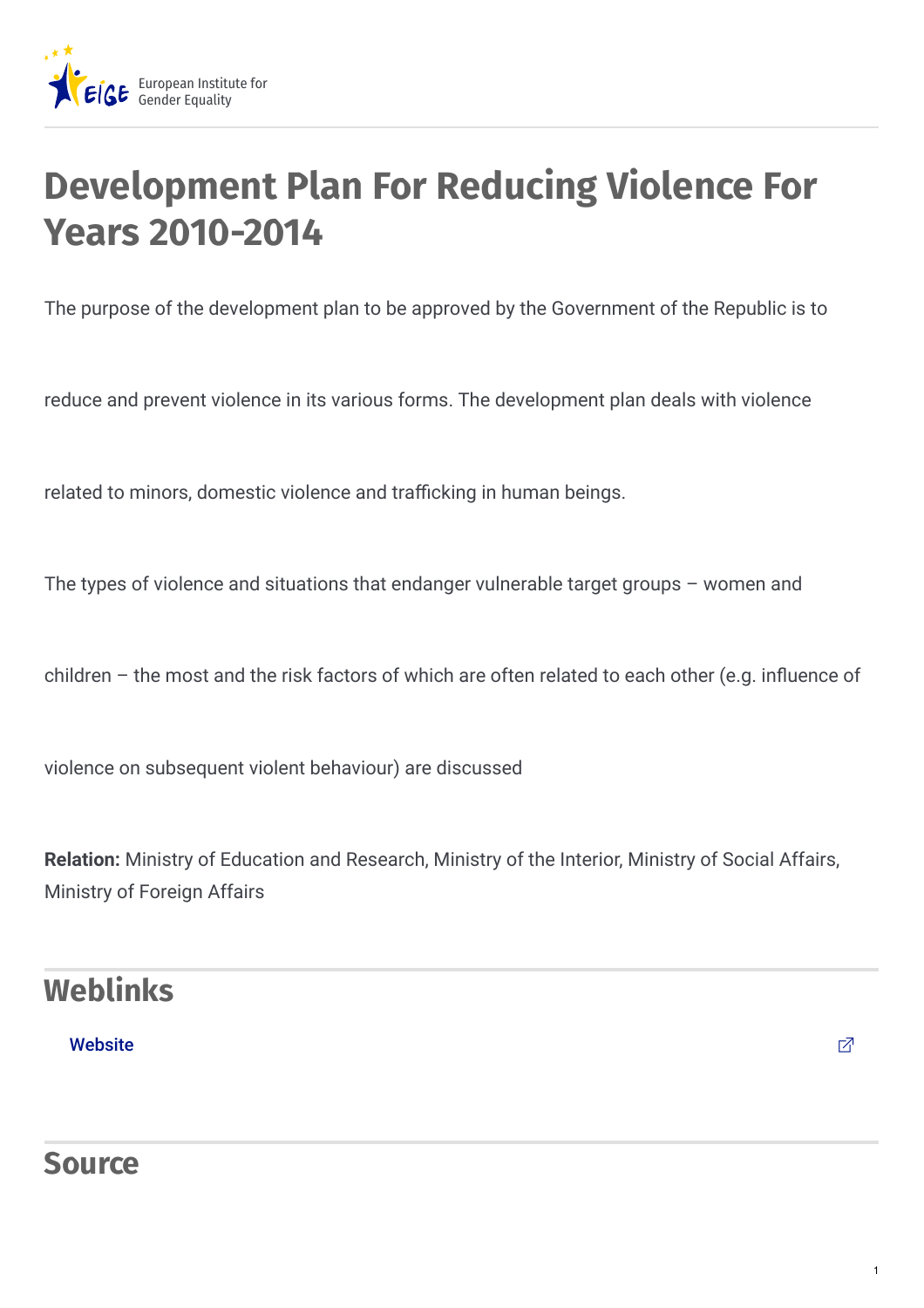# Development Plan For Reducing Violence For Years 2010-2014

The purpose of the development plan to be approved by the Government of the Republic is to reduce and prevent violence in its various forms. The development plan deals with violence related to minors, domestic violence and trafficking in human beings.

The types of violence and situations that endanger vulnerable target groups – women and children – the most and the risk factors of which are often related to each other (e.g. influence of violence on subsequent violent behaviour) are discussed

**Relation:** Ministry of Education and Research, Ministry of the Interior, Ministry of Social Affairs, Ministry of Foreign Affairs

## Weblinks

Website

## Source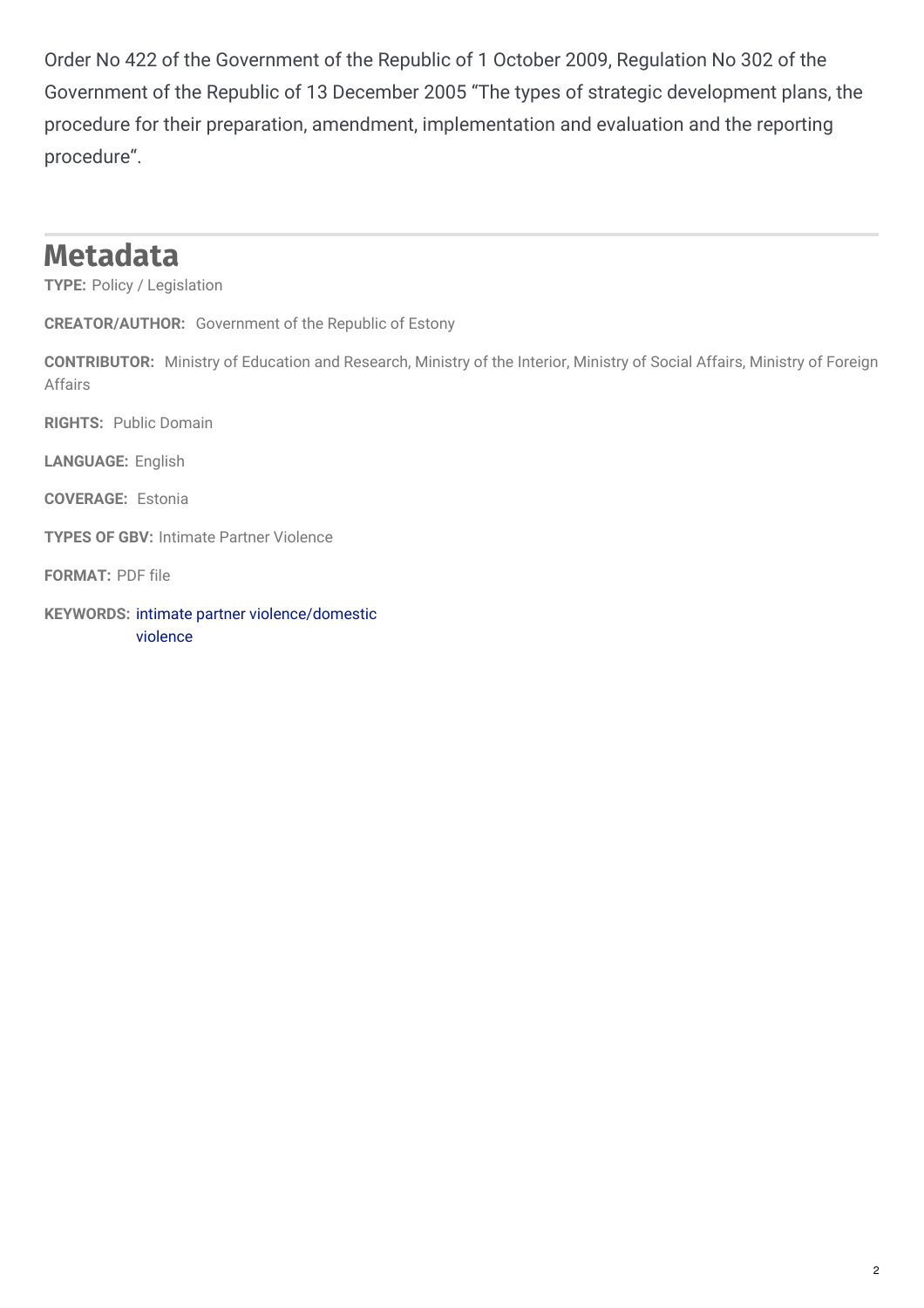Order No 422 of the Government of the Republic of 1 October 2009, Regulation No 302 of the Government of the Republic of 13 December 2005 "The types of strategic development plans, the procedure for their preparation, amendment, implementation and evaluation and the reporting procedure".

## Metadata

**TYPE:** Policy / Legislation

**CREATOR/AUTHOR:** Government of the Republic of Estony

**CONTRIBUTOR:** Ministry of Education and Research, Ministry of the Interior, Ministry of Social Affairs, Ministry of Foreign Affairs

**RIGHTS:** Public Domain

**LANGUAGE:** English

**COVERAGE:** Estonia

**TYPES OF GBV:** Intimate Partner Violence

**FORMAT:** PDF file

**KEYWORDS:** intimate partner violence/domestic violence